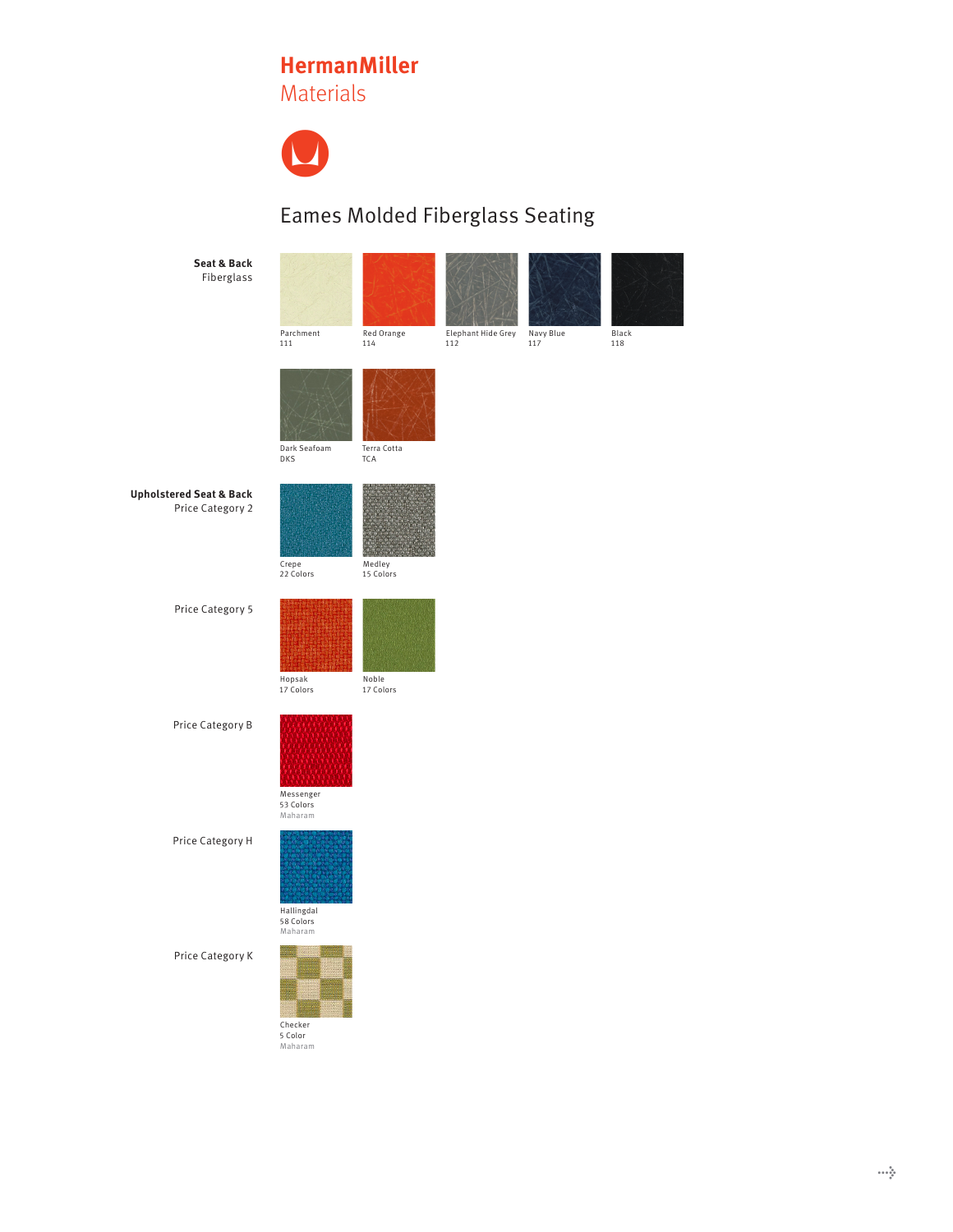# HermanMiller
## Materials

## Eames Molded Fiberglass Seating

**Seat & Back**
Fiberglass

- Parchment 111
- Red Orange 114
- Elephant Hide Grey 112
- Navy Blue 117
- Black 118
- Dark Seafoam DKS
- Terra Cotta TCA

**Upholstered Seat & Back**

Price Category 2

- Crepe — 22 Colors
- Medley — 15 Colors

Price Category 5

- Hopsak — 17 Colors
- Noble — 17 Colors

Price Category B

- Messenger — 53 Colors — Maharam

Price Category H

- Hallingdal — 58 Colors — Maharam

Price Category K

- Checker — 5 Color — Maharam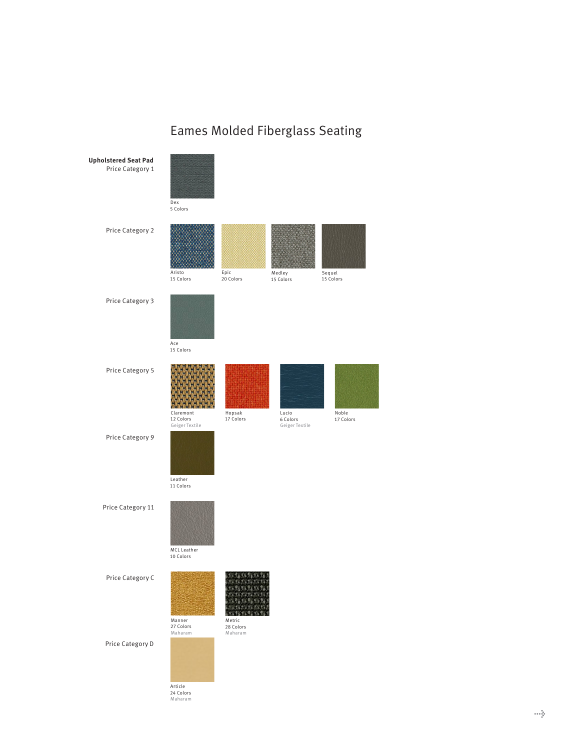# Eames Molded Fiberglass Seating

**Upholstered Seat Pad**

Price Category 1

Dex
5 Colors

Price Category 2

Aristo
15 Colors

Epic
20 Colors

Medley
15 Colors

Sequel
15 Colors

Price Category 3

Ace
15 Colors

Price Category 5

Claremont
12 Colors
Geiger Textile

Hopsak
17 Colors

Lucio
6 Colors
Geiger Textile

Noble
17 Colors

Price Category 9

Leather
11 Colors

Price Category 11

MCL Leather
10 Colors

Price Category C

Manner
27 Colors
Maharam

Metric
28 Colors
Maharam

Price Category D

Article
24 Colors
Maharam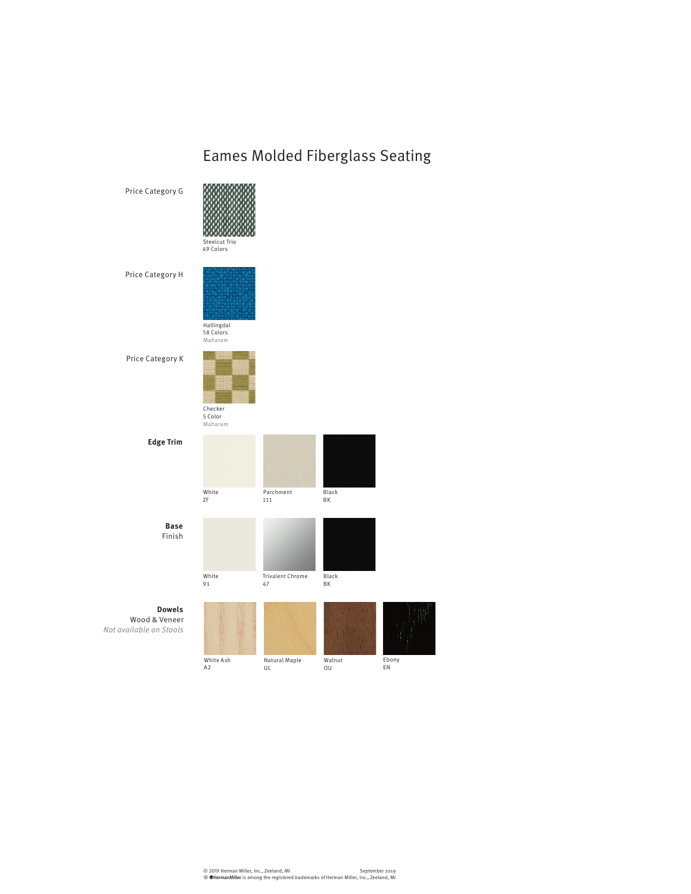# Eames Molded Fiberglass Seating

Price Category G

Steelcut Trio
49 Colors

Price Category H

Hallingdal
58 Colors
Maharam

Price Category K

Checker
5 Color
Maharam

**Edge Trim**

White
ZF

Parchment
111

Black
BK

**Base**
Finish

White
91

Trivalent Chrome
47

Black
BK

**Dowels**
Wood & Veneer
*Not available on Stools*

White Ash
A2

Natural Maple
UL

Walnut
OU

Ebony
EN

© 2019 Herman Miller, Inc., Zeeland, MI September 2019
® HermanMiller is among the registered trademarks of Herman Miller, Inc., Zeeland, MI